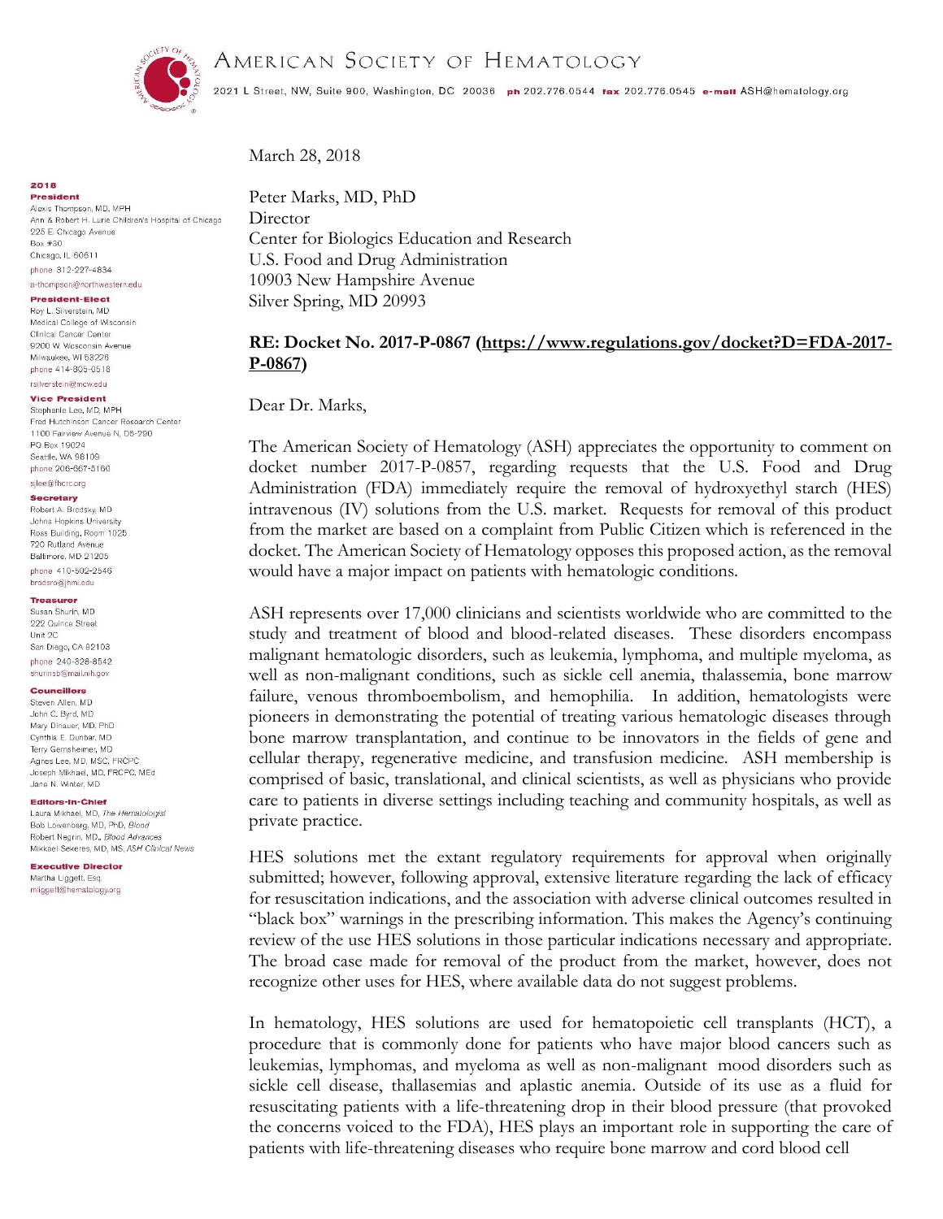# American Society of Hematology

2021 L Street, NW, Suite 900, Washington, DC 20036 **ph** 202.776.0544 **fax** 202.776.0545 **e-mail** ASH@hematology.org

**2018**

**President**
Alexis Thompson, MD, MPH
Ann & Robert H. Lurie Children's Hospital of Chicago
225 E. Chicago Avenue
Box #30
Chicago, IL 60611
phone 312-227-4834
a-thompson@northwestern.edu

**President-Elect**
Roy L. Silverstein, MD
Medical College of Wisconsin
Clinical Cancer Center
9200 W. Wisconsin Avenue
Milwaukee, WI 53226
phone 414-805-0518
rsilverstein@mcw.edu

**Vice President**
Stephanie Lee, MD, MPH
Fred Hutchinson Cancer Research Center
1100 Fairview Avenue N, D5-290
PO Box 19024
Seattle, WA 98109
phone 206-667-5160
sjlee@fhcrc.org

**Secretary**
Robert A. Brodsky, MD
Johns Hopkins University
Ross Building, Room 1025
720 Rutland Avenue
Baltimore, MD 21205
phone 410-502-2546
brodsro@jhmi.edu

**Treasurer**
Susan Shurin, MD
222 Quince Street
Unit 2C
San Diego, CA 92103
phone 240-328-8542
shurinsb@mail.nih.gov

**Councillors**
Steven Allen, MD
John C. Byrd, MD
Mary Dinauer, MD, PhD
Cynthia E. Dunbar, MD
Terry Gernsheimer, MD
Agnes Lee, MD, MSC, FRCPC
Joseph Mikhael, MD, FRCPC, MEd
Jane N. Winter, MD

**Editors-In-Chief**
Laura Mikhael, MD, *The Hematologist*
Bob Lowenberg, MD, PhD, *Blood*
Robert Negrin, MD, *Blood Advances*
Mikkael Sekeres, MD, MS, *ASH Clinical News*

**Executive Director**
Martha Liggett, Esq.
mliggett@hematology.org

March 28, 2018

Peter Marks, MD, PhD
Director
Center for Biologics Education and Research
U.S. Food and Drug Administration
10903 New Hampshire Avenue
Silver Spring, MD 20993

**RE: Docket No. 2017-P-0867 (https://www.regulations.gov/docket?D=FDA-2017-P-0867)**

Dear Dr. Marks,

The American Society of Hematology (ASH) appreciates the opportunity to comment on docket number 2017-P-0857, regarding requests that the U.S. Food and Drug Administration (FDA) immediately require the removal of hydroxyethyl starch (HES) intravenous (IV) solutions from the U.S. market. Requests for removal of this product from the market are based on a complaint from Public Citizen which is referenced in the docket. The American Society of Hematology opposes this proposed action, as the removal would have a major impact on patients with hematologic conditions.

ASH represents over 17,000 clinicians and scientists worldwide who are committed to the study and treatment of blood and blood-related diseases. These disorders encompass malignant hematologic disorders, such as leukemia, lymphoma, and multiple myeloma, as well as non-malignant conditions, such as sickle cell anemia, thalassemia, bone marrow failure, venous thromboembolism, and hemophilia. In addition, hematologists were pioneers in demonstrating the potential of treating various hematologic diseases through bone marrow transplantation, and continue to be innovators in the fields of gene and cellular therapy, regenerative medicine, and transfusion medicine. ASH membership is comprised of basic, translational, and clinical scientists, as well as physicians who provide care to patients in diverse settings including teaching and community hospitals, as well as private practice.

HES solutions met the extant regulatory requirements for approval when originally submitted; however, following approval, extensive literature regarding the lack of efficacy for resuscitation indications, and the association with adverse clinical outcomes resulted in "black box" warnings in the prescribing information. This makes the Agency's continuing review of the use HES solutions in those particular indications necessary and appropriate. The broad case made for removal of the product from the market, however, does not recognize other uses for HES, where available data do not suggest problems.

In hematology, HES solutions are used for hematopoietic cell transplants (HCT), a procedure that is commonly done for patients who have major blood cancers such as leukemias, lymphomas, and myeloma as well as non-malignant mood disorders such as sickle cell disease, thallasemias and aplastic anemia. Outside of its use as a fluid for resuscitating patients with a life-threatening drop in their blood pressure (that provoked the concerns voiced to the FDA), HES plays an important role in supporting the care of patients with life-threatening diseases who require bone marrow and cord blood cell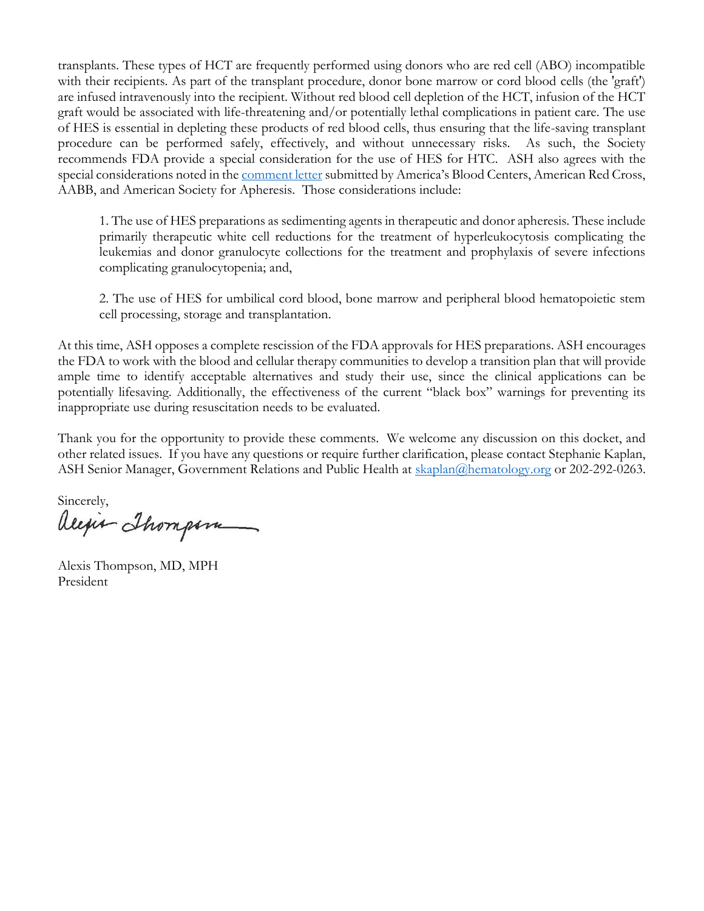transplants. These types of HCT are frequently performed using donors who are red cell (ABO) incompatible with their recipients. As part of the transplant procedure, donor bone marrow or cord blood cells (the 'graft') are infused intravenously into the recipient. Without red blood cell depletion of the HCT, infusion of the HCT graft would be associated with life-threatening and/or potentially lethal complications in patient care. The use of HES is essential in depleting these products of red blood cells, thus ensuring that the life-saving transplant procedure can be performed safely, effectively, and without unnecessary risks. As such, the Society recommends FDA provide a special consideration for the use of HES for HTC. ASH also agrees with the special considerations noted in the [comment letter](comment letter) submitted by America's Blood Centers, American Red Cross, AABB, and American Society for Apheresis. Those considerations include:

> 1. The use of HES preparations as sedimenting agents in therapeutic and donor apheresis. These include primarily therapeutic white cell reductions for the treatment of hyperleukocytosis complicating the leukemias and donor granulocyte collections for the treatment and prophylaxis of severe infections complicating granulocytopenia; and,
>
> 2. The use of HES for umbilical cord blood, bone marrow and peripheral blood hematopoietic stem cell processing, storage and transplantation.

At this time, ASH opposes a complete rescission of the FDA approvals for HES preparations. ASH encourages the FDA to work with the blood and cellular therapy communities to develop a transition plan that will provide ample time to identify acceptable alternatives and study their use, since the clinical applications can be potentially lifesaving. Additionally, the effectiveness of the current "black box" warnings for preventing its inappropriate use during resuscitation needs to be evaluated.

Thank you for the opportunity to provide these comments. We welcome any discussion on this docket, and other related issues. If you have any questions or require further clarification, please contact Stephanie Kaplan, ASH Senior Manager, Government Relations and Public Health at skaplan@hematology.org or 202-292-0263.

Sincerely,

Alexis Thompson

Alexis Thompson, MD, MPH
President